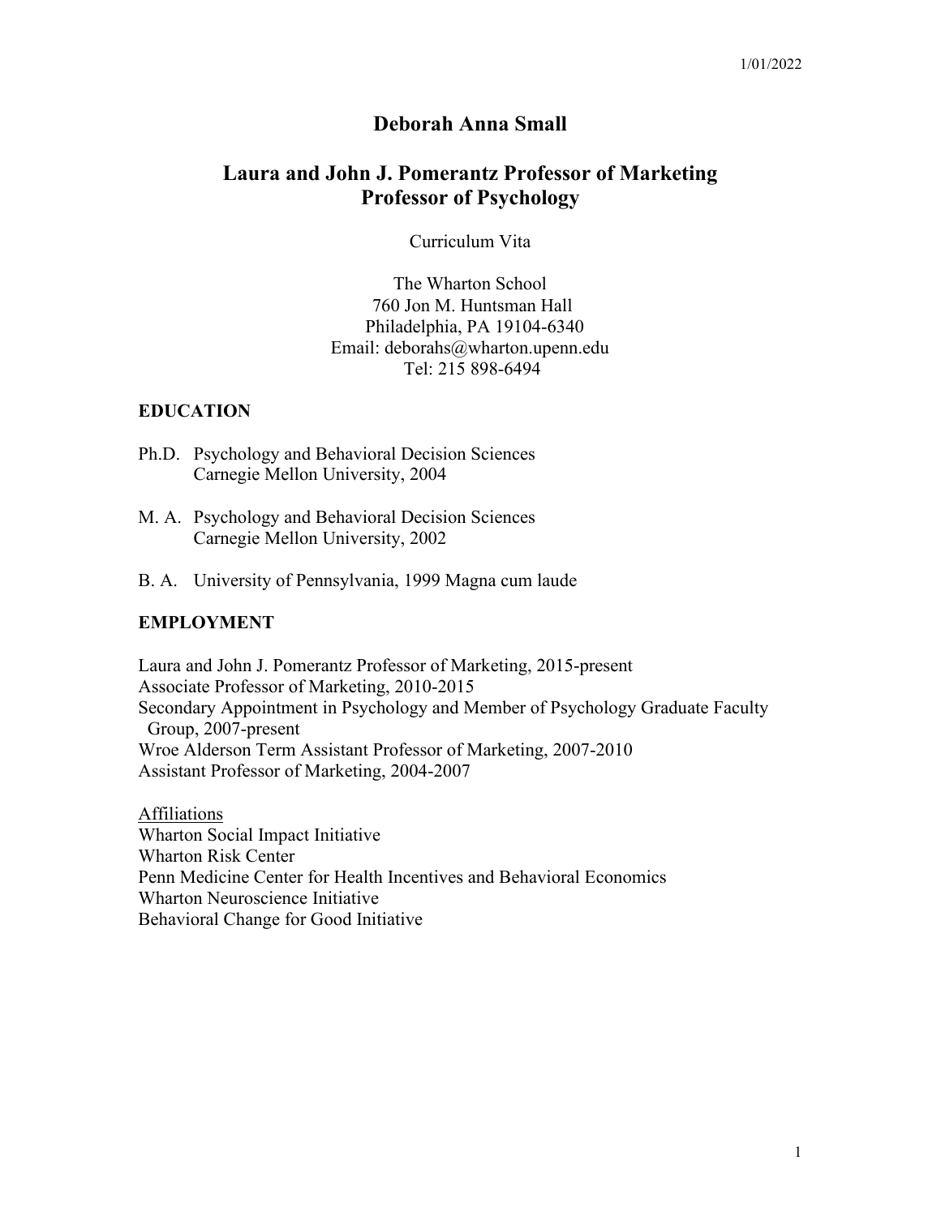1/01/2022

# Deborah Anna Small

## Laura and John J. Pomerantz Professor of Marketing
## Professor of Psychology

Curriculum Vita

The Wharton School
760 Jon M. Huntsman Hall
Philadelphia, PA 19104-6340
Email: deborahs@wharton.upenn.edu
Tel: 215 898-6494

### EDUCATION

Ph.D. Psychology and Behavioral Decision Sciences
Carnegie Mellon University, 2004

M. A. Psychology and Behavioral Decision Sciences
Carnegie Mellon University, 2002

B. A. University of Pennsylvania, 1999 Magna cum laude

### EMPLOYMENT

Laura and John J. Pomerantz Professor of Marketing, 2015-present
Associate Professor of Marketing, 2010-2015
Secondary Appointment in Psychology and Member of Psychology Graduate Faculty Group, 2007-present
Wroe Alderson Term Assistant Professor of Marketing, 2007-2010
Assistant Professor of Marketing, 2004-2007

<u>Affiliations</u>
Wharton Social Impact Initiative
Wharton Risk Center
Penn Medicine Center for Health Incentives and Behavioral Economics
Wharton Neuroscience Initiative
Behavioral Change for Good Initiative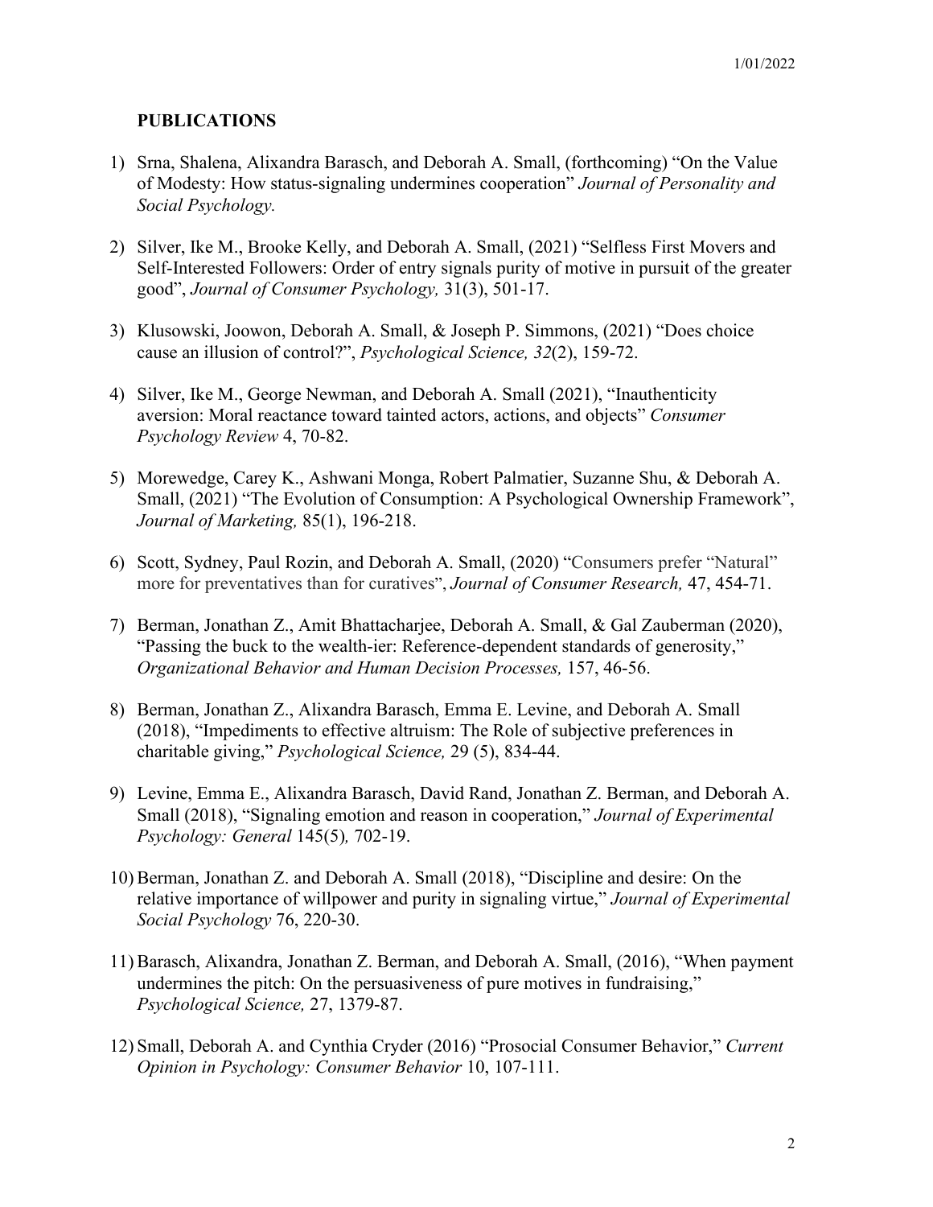## PUBLICATIONS

1) Srna, Shalena, Alixandra Barasch, and Deborah A. Small, (forthcoming) "On the Value of Modesty: How status-signaling undermines cooperation" *Journal of Personality and Social Psychology.*

2) Silver, Ike M., Brooke Kelly, and Deborah A. Small, (2021) "Selfless First Movers and Self-Interested Followers: Order of entry signals purity of motive in pursuit of the greater good", *Journal of Consumer Psychology,* 31(3), 501-17.

3) Klusowski, Joowon, Deborah A. Small, & Joseph P. Simmons, (2021) "Does choice cause an illusion of control?", *Psychological Science, 32*(2), 159-72.

4) Silver, Ike M., George Newman, and Deborah A. Small (2021), "Inauthenticity aversion: Moral reactance toward tainted actors, actions, and objects" *Consumer Psychology Review* 4, 70-82.

5) Morewedge, Carey K., Ashwani Monga, Robert Palmatier, Suzanne Shu, & Deborah A. Small, (2021) "The Evolution of Consumption: A Psychological Ownership Framework", *Journal of Marketing,* 85(1), 196-218.

6) Scott, Sydney, Paul Rozin, and Deborah A. Small, (2020) "Consumers prefer "Natural" more for preventatives than for curatives", *Journal of Consumer Research,* 47, 454-71.

7) Berman, Jonathan Z., Amit Bhattacharjee, Deborah A. Small, & Gal Zauberman (2020), "Passing the buck to the wealth-ier: Reference-dependent standards of generosity," *Organizational Behavior and Human Decision Processes,* 157, 46-56.

8) Berman, Jonathan Z., Alixandra Barasch, Emma E. Levine, and Deborah A. Small (2018), "Impediments to effective altruism: The Role of subjective preferences in charitable giving," *Psychological Science,* 29 (5), 834-44.

9) Levine, Emma E., Alixandra Barasch, David Rand, Jonathan Z. Berman, and Deborah A. Small (2018), "Signaling emotion and reason in cooperation," *Journal of Experimental Psychology: General* 145(5)*,* 702-19.

10) Berman, Jonathan Z. and Deborah A. Small (2018), "Discipline and desire: On the relative importance of willpower and purity in signaling virtue," *Journal of Experimental Social Psychology* 76, 220-30.

11) Barasch, Alixandra, Jonathan Z. Berman, and Deborah A. Small, (2016), "When payment undermines the pitch: On the persuasiveness of pure motives in fundraising," *Psychological Science,* 27, 1379-87.

12) Small, Deborah A. and Cynthia Cryder (2016) "Prosocial Consumer Behavior," *Current Opinion in Psychology: Consumer Behavior* 10, 107-111.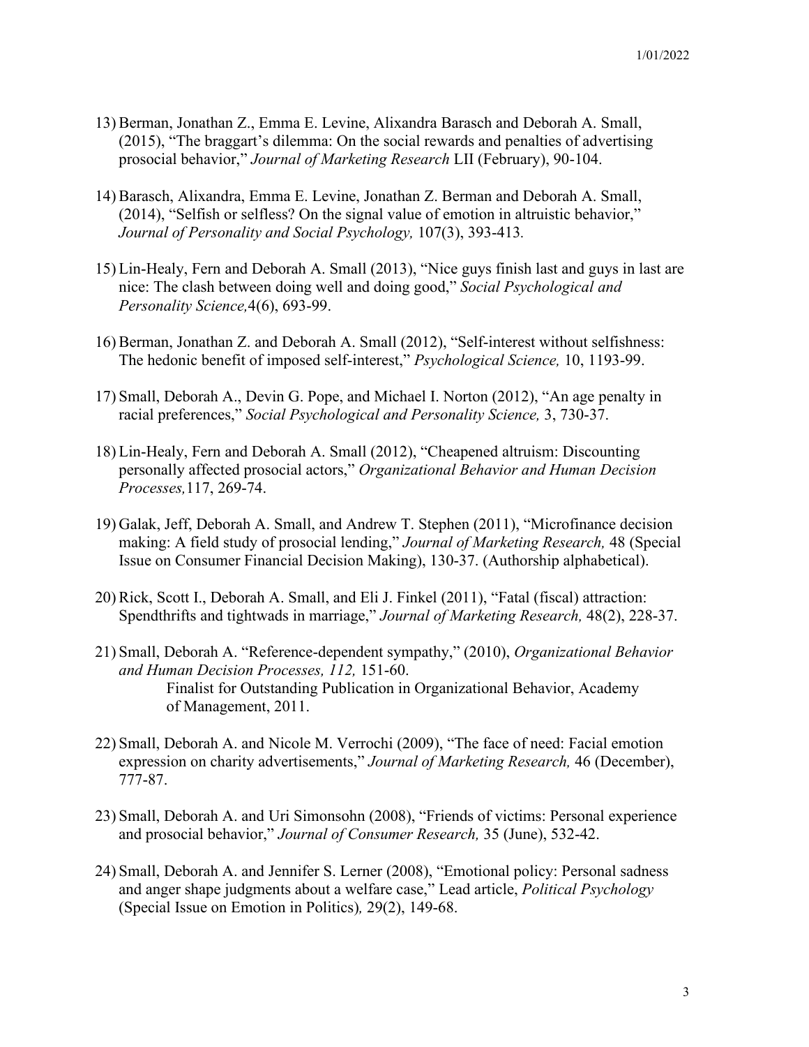13) Berman, Jonathan Z., Emma E. Levine, Alixandra Barasch and Deborah A. Small, (2015), "The braggart's dilemma: On the social rewards and penalties of advertising prosocial behavior," *Journal of Marketing Research* LII (February), 90-104.

14) Barasch, Alixandra, Emma E. Levine, Jonathan Z. Berman and Deborah A. Small, (2014), "Selfish or selfless? On the signal value of emotion in altruistic behavior," *Journal of Personality and Social Psychology,* 107(3), 393-413.

15) Lin-Healy, Fern and Deborah A. Small (2013), "Nice guys finish last and guys in last are nice: The clash between doing well and doing good," *Social Psychological and Personality Science,*4(6), 693-99.

16) Berman, Jonathan Z. and Deborah A. Small (2012), "Self-interest without selfishness: The hedonic benefit of imposed self-interest," *Psychological Science,* 10, 1193-99.

17) Small, Deborah A., Devin G. Pope, and Michael I. Norton (2012), "An age penalty in racial preferences," *Social Psychological and Personality Science,* 3, 730-37.

18) Lin-Healy, Fern and Deborah A. Small (2012), "Cheapened altruism: Discounting personally affected prosocial actors," *Organizational Behavior and Human Decision Processes,*117, 269-74.

19) Galak, Jeff, Deborah A. Small, and Andrew T. Stephen (2011), "Microfinance decision making: A field study of prosocial lending," *Journal of Marketing Research,* 48 (Special Issue on Consumer Financial Decision Making), 130-37. (Authorship alphabetical).

20) Rick, Scott I., Deborah A. Small, and Eli J. Finkel (2011), "Fatal (fiscal) attraction: Spendthrifts and tightwads in marriage," *Journal of Marketing Research,* 48(2), 228-37.

21) Small, Deborah A. "Reference-dependent sympathy," (2010), *Organizational Behavior and Human Decision Processes, 112,* 151-60.
    Finalist for Outstanding Publication in Organizational Behavior, Academy of Management, 2011.

22) Small, Deborah A. and Nicole M. Verrochi (2009), "The face of need: Facial emotion expression on charity advertisements," *Journal of Marketing Research,* 46 (December), 777-87.

23) Small, Deborah A. and Uri Simonsohn (2008), "Friends of victims: Personal experience and prosocial behavior," *Journal of Consumer Research,* 35 (June), 532-42.

24) Small, Deborah A. and Jennifer S. Lerner (2008), "Emotional policy: Personal sadness and anger shape judgments about a welfare case," Lead article, *Political Psychology* (Special Issue on Emotion in Politics)*,* 29(2), 149-68.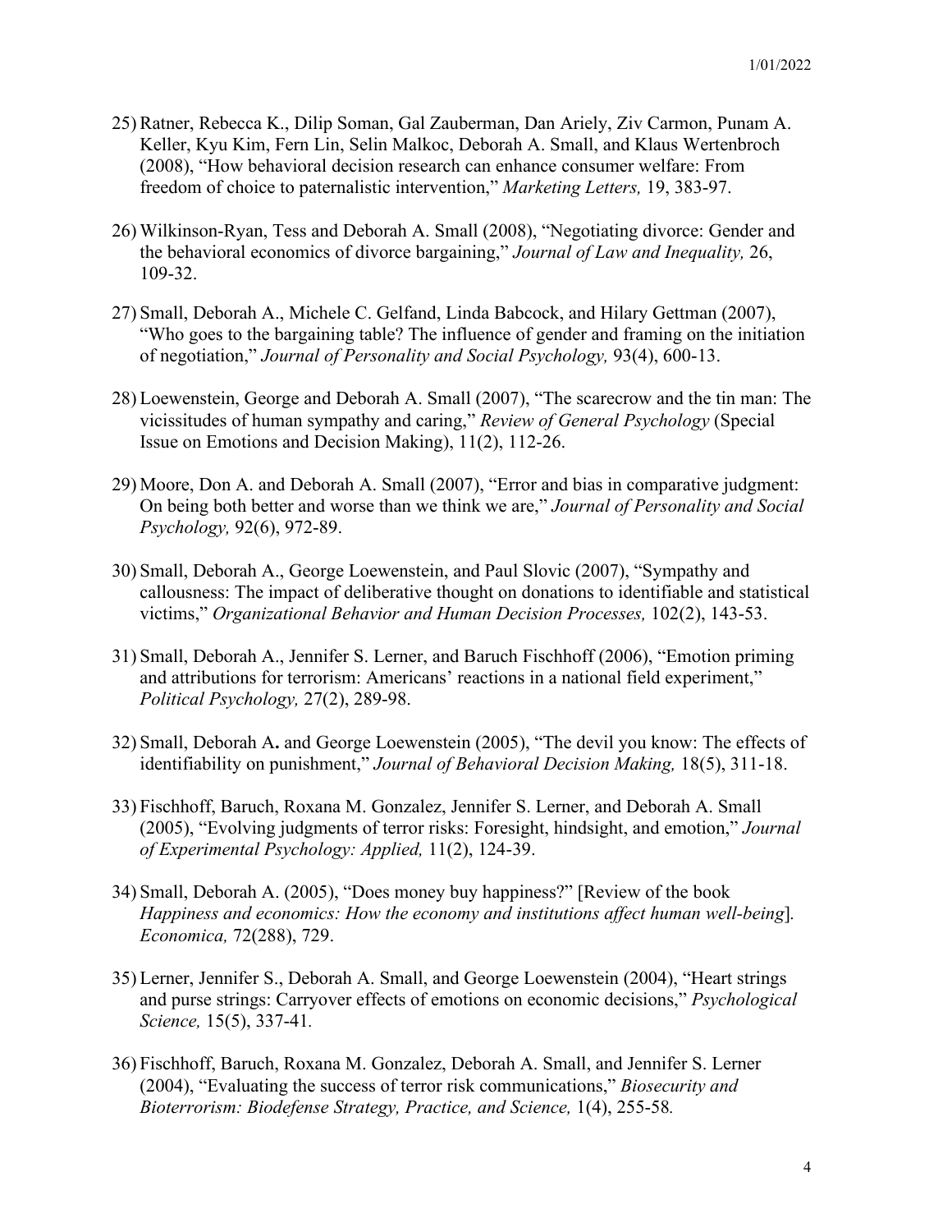25) Ratner, Rebecca K., Dilip Soman, Gal Zauberman, Dan Ariely, Ziv Carmon, Punam A. Keller, Kyu Kim, Fern Lin, Selin Malkoc, Deborah A. Small, and Klaus Wertenbroch (2008), "How behavioral decision research can enhance consumer welfare: From freedom of choice to paternalistic intervention," *Marketing Letters,* 19, 383-97.

26) Wilkinson-Ryan, Tess and Deborah A. Small (2008), "Negotiating divorce: Gender and the behavioral economics of divorce bargaining," *Journal of Law and Inequality,* 26, 109-32.

27) Small, Deborah A., Michele C. Gelfand, Linda Babcock, and Hilary Gettman (2007), "Who goes to the bargaining table? The influence of gender and framing on the initiation of negotiation," *Journal of Personality and Social Psychology,* 93(4), 600-13.

28) Loewenstein, George and Deborah A. Small (2007), "The scarecrow and the tin man: The vicissitudes of human sympathy and caring," *Review of General Psychology* (Special Issue on Emotions and Decision Making), 11(2), 112-26.

29) Moore, Don A. and Deborah A. Small (2007), "Error and bias in comparative judgment: On being both better and worse than we think we are," *Journal of Personality and Social Psychology,* 92(6), 972-89.

30) Small, Deborah A., George Loewenstein, and Paul Slovic (2007), "Sympathy and callousness: The impact of deliberative thought on donations to identifiable and statistical victims," *Organizational Behavior and Human Decision Processes,* 102(2), 143-53.

31) Small, Deborah A., Jennifer S. Lerner, and Baruch Fischhoff (2006), "Emotion priming and attributions for terrorism: Americans' reactions in a national field experiment," *Political Psychology,* 27(2), 289-98.

32) Small, Deborah A**.** and George Loewenstein (2005), "The devil you know: The effects of identifiability on punishment," *Journal of Behavioral Decision Making,* 18(5), 311-18.

33) Fischhoff, Baruch, Roxana M. Gonzalez, Jennifer S. Lerner, and Deborah A. Small (2005), "Evolving judgments of terror risks: Foresight, hindsight, and emotion," *Journal of Experimental Psychology: Applied,* 11(2), 124-39.

34) Small, Deborah A. (2005), "Does money buy happiness?" [Review of the book *Happiness and economics: How the economy and institutions affect human well-being*]. *Economica,* 72(288), 729.

35) Lerner, Jennifer S., Deborah A. Small, and George Loewenstein (2004), "Heart strings and purse strings: Carryover effects of emotions on economic decisions," *Psychological Science,* 15(5), 337-41.

36) Fischhoff, Baruch, Roxana M. Gonzalez, Deborah A. Small, and Jennifer S. Lerner (2004), "Evaluating the success of terror risk communications," *Biosecurity and Bioterrorism: Biodefense Strategy, Practice, and Science,* 1(4), 255-58*.*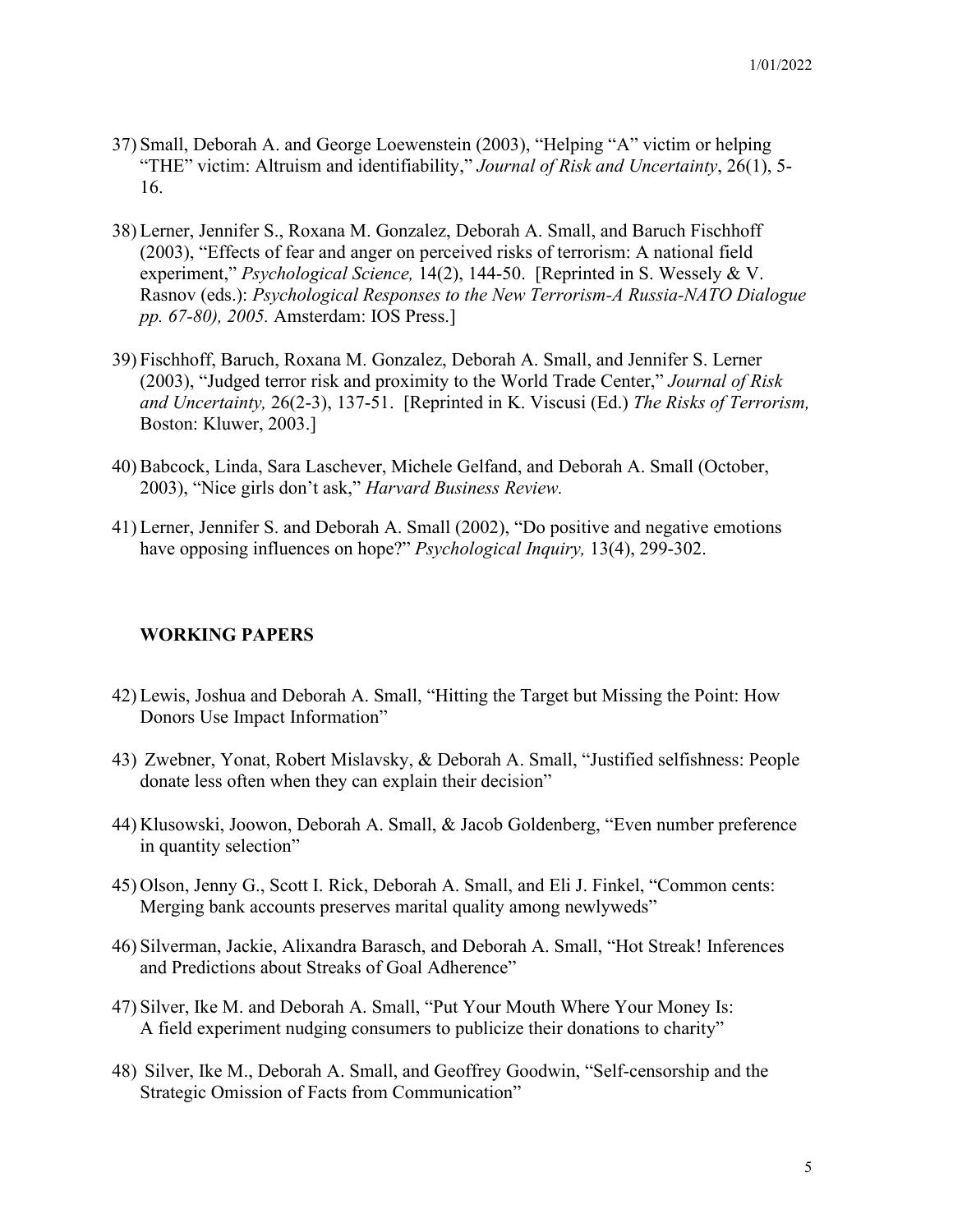37) Small, Deborah A. and George Loewenstein (2003), "Helping "A" victim or helping "THE" victim: Altruism and identifiability," *Journal of Risk and Uncertainty*, 26(1), 5-16.

38) Lerner, Jennifer S., Roxana M. Gonzalez, Deborah A. Small, and Baruch Fischhoff (2003), "Effects of fear and anger on perceived risks of terrorism: A national field experiment," *Psychological Science,* 14(2), 144-50. [Reprinted in S. Wessely & V. Rasnov (eds.): *Psychological Responses to the New Terrorism-A Russia-NATO Dialogue pp. 67-80), 2005.* Amsterdam: IOS Press.]

39) Fischhoff, Baruch, Roxana M. Gonzalez, Deborah A. Small, and Jennifer S. Lerner (2003), "Judged terror risk and proximity to the World Trade Center," *Journal of Risk and Uncertainty,* 26(2-3), 137-51. [Reprinted in K. Viscusi (Ed.) *The Risks of Terrorism,* Boston: Kluwer, 2003.]

40) Babcock, Linda, Sara Laschever, Michele Gelfand, and Deborah A. Small (October, 2003), "Nice girls don't ask," *Harvard Business Review.*

41) Lerner, Jennifer S. and Deborah A. Small (2002), "Do positive and negative emotions have opposing influences on hope?" *Psychological Inquiry,* 13(4), 299-302.

## WORKING PAPERS

42) Lewis, Joshua and Deborah A. Small, "Hitting the Target but Missing the Point: How Donors Use Impact Information"

43) Zwebner, Yonat, Robert Mislavsky, & Deborah A. Small, "Justified selfishness: People donate less often when they can explain their decision"

44) Klusowski, Joowon, Deborah A. Small, & Jacob Goldenberg, "Even number preference in quantity selection"

45) Olson, Jenny G., Scott I. Rick, Deborah A. Small, and Eli J. Finkel, "Common cents: Merging bank accounts preserves marital quality among newlyweds"

46) Silverman, Jackie, Alixandra Barasch, and Deborah A. Small, "Hot Streak! Inferences and Predictions about Streaks of Goal Adherence"

47) Silver, Ike M. and Deborah A. Small, "Put Your Mouth Where Your Money Is: A field experiment nudging consumers to publicize their donations to charity"

48) Silver, Ike M., Deborah A. Small, and Geoffrey Goodwin, "Self-censorship and the Strategic Omission of Facts from Communication"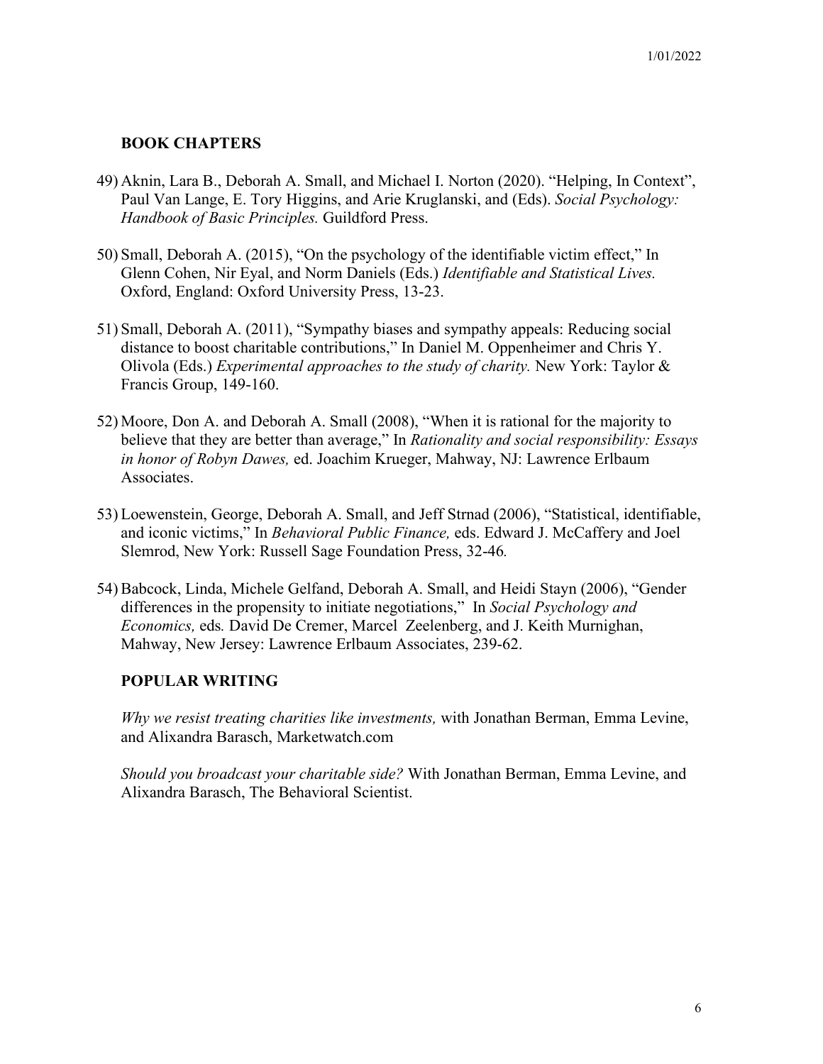### BOOK CHAPTERS

49) Aknin, Lara B., Deborah A. Small, and Michael I. Norton (2020). "Helping, In Context", Paul Van Lange, E. Tory Higgins, and Arie Kruglanski, and (Eds). *Social Psychology: Handbook of Basic Principles.* Guildford Press.

50) Small, Deborah A. (2015), "On the psychology of the identifiable victim effect," In Glenn Cohen, Nir Eyal, and Norm Daniels (Eds.) *Identifiable and Statistical Lives.* Oxford, England: Oxford University Press, 13-23.

51) Small, Deborah A. (2011), "Sympathy biases and sympathy appeals: Reducing social distance to boost charitable contributions," In Daniel M. Oppenheimer and Chris Y. Olivola (Eds.) *Experimental approaches to the study of charity.* New York: Taylor & Francis Group, 149-160.

52) Moore, Don A. and Deborah A. Small (2008), "When it is rational for the majority to believe that they are better than average," In *Rationality and social responsibility: Essays in honor of Robyn Dawes,* ed. Joachim Krueger, Mahway, NJ: Lawrence Erlbaum Associates.

53) Loewenstein, George, Deborah A. Small, and Jeff Strnad (2006), "Statistical, identifiable, and iconic victims," In *Behavioral Public Finance,* eds. Edward J. McCaffery and Joel Slemrod, New York: Russell Sage Foundation Press, 32-46*.*

54) Babcock, Linda, Michele Gelfand, Deborah A. Small, and Heidi Stayn (2006), "Gender differences in the propensity to initiate negotiations," In *Social Psychology and Economics,* eds*.* David De Cremer, Marcel Zeelenberg, and J. Keith Murnighan, Mahway, New Jersey: Lawrence Erlbaum Associates, 239-62.

### POPULAR WRITING

*Why we resist treating charities like investments,* with Jonathan Berman, Emma Levine, and Alixandra Barasch, Marketwatch.com

*Should you broadcast your charitable side?* With Jonathan Berman, Emma Levine, and Alixandra Barasch, The Behavioral Scientist.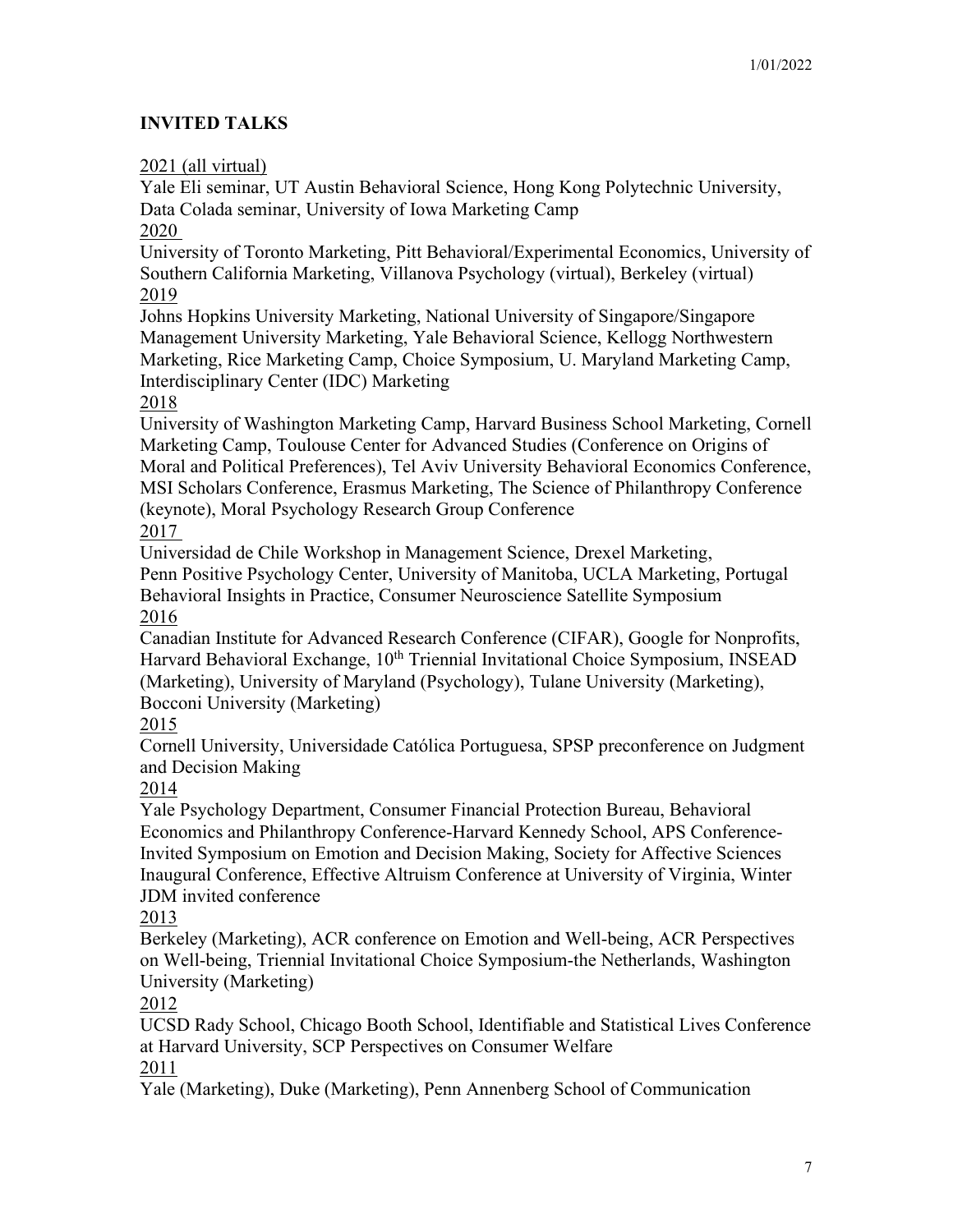## INVITED TALKS

2021 (all virtual)
Yale Eli seminar, UT Austin Behavioral Science, Hong Kong Polytechnic University, Data Colada seminar, University of Iowa Marketing Camp

2020
University of Toronto Marketing, Pitt Behavioral/Experimental Economics, University of Southern California Marketing, Villanova Psychology (virtual), Berkeley (virtual)

2019
Johns Hopkins University Marketing, National University of Singapore/Singapore Management University Marketing, Yale Behavioral Science, Kellogg Northwestern Marketing, Rice Marketing Camp, Choice Symposium, U. Maryland Marketing Camp, Interdisciplinary Center (IDC) Marketing

2018
University of Washington Marketing Camp, Harvard Business School Marketing, Cornell Marketing Camp, Toulouse Center for Advanced Studies (Conference on Origins of Moral and Political Preferences), Tel Aviv University Behavioral Economics Conference, MSI Scholars Conference, Erasmus Marketing, The Science of Philanthropy Conference (keynote), Moral Psychology Research Group Conference

2017
Universidad de Chile Workshop in Management Science, Drexel Marketing, Penn Positive Psychology Center, University of Manitoba, UCLA Marketing, Portugal Behavioral Insights in Practice, Consumer Neuroscience Satellite Symposium

2016
Canadian Institute for Advanced Research Conference (CIFAR), Google for Nonprofits, Harvard Behavioral Exchange, 10th Triennial Invitational Choice Symposium, INSEAD (Marketing), University of Maryland (Psychology), Tulane University (Marketing), Bocconi University (Marketing)

2015
Cornell University, Universidade Católica Portuguesa, SPSP preconference on Judgment and Decision Making

2014
Yale Psychology Department, Consumer Financial Protection Bureau, Behavioral Economics and Philanthropy Conference-Harvard Kennedy School, APS Conference-Invited Symposium on Emotion and Decision Making, Society for Affective Sciences Inaugural Conference, Effective Altruism Conference at University of Virginia, Winter JDM invited conference

2013
Berkeley (Marketing), ACR conference on Emotion and Well-being, ACR Perspectives on Well-being, Triennial Invitational Choice Symposium-the Netherlands, Washington University (Marketing)

2012
UCSD Rady School, Chicago Booth School, Identifiable and Statistical Lives Conference at Harvard University, SCP Perspectives on Consumer Welfare

2011
Yale (Marketing), Duke (Marketing), Penn Annenberg School of Communication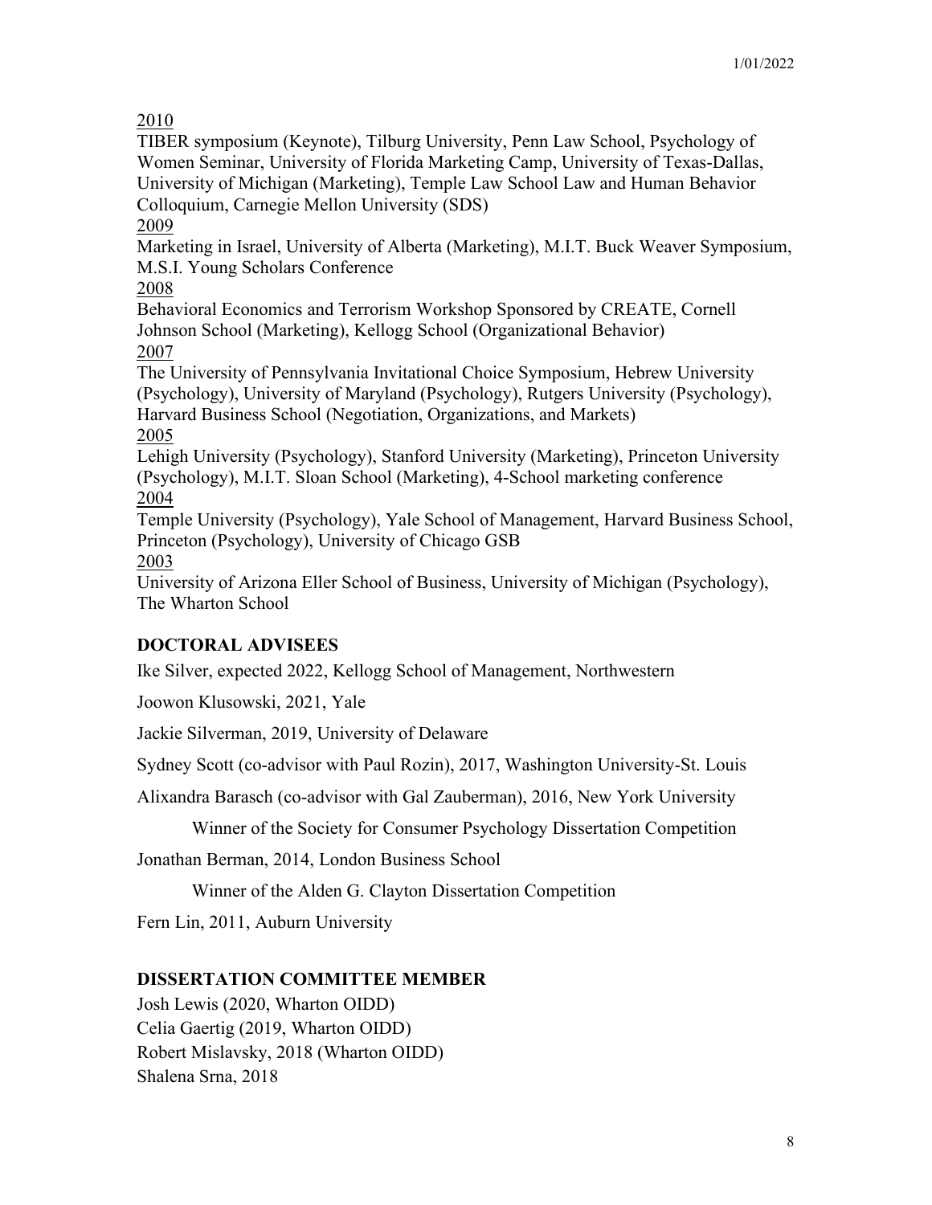<u>2010</u>
TIBER symposium (Keynote), Tilburg University, Penn Law School, Psychology of Women Seminar, University of Florida Marketing Camp, University of Texas-Dallas, University of Michigan (Marketing), Temple Law School Law and Human Behavior Colloquium, Carnegie Mellon University (SDS)

<u>2009</u>
Marketing in Israel, University of Alberta (Marketing), M.I.T. Buck Weaver Symposium, M.S.I. Young Scholars Conference

<u>2008</u>
Behavioral Economics and Terrorism Workshop Sponsored by CREATE, Cornell Johnson School (Marketing), Kellogg School (Organizational Behavior)

<u>2007</u>
The University of Pennsylvania Invitational Choice Symposium, Hebrew University (Psychology), University of Maryland (Psychology), Rutgers University (Psychology), Harvard Business School (Negotiation, Organizations, and Markets)

<u>2005</u>
Lehigh University (Psychology), Stanford University (Marketing), Princeton University (Psychology), M.I.T. Sloan School (Marketing), 4-School marketing conference

<u>2004</u>
Temple University (Psychology), Yale School of Management, Harvard Business School, Princeton (Psychology), University of Chicago GSB

<u>2003</u>
University of Arizona Eller School of Business, University of Michigan (Psychology), The Wharton School

**DOCTORAL ADVISEES**

Ike Silver, expected 2022, Kellogg School of Management, Northwestern

Joowon Klusowski, 2021, Yale

Jackie Silverman, 2019, University of Delaware

Sydney Scott (co-advisor with Paul Rozin), 2017, Washington University-St. Louis

Alixandra Barasch (co-advisor with Gal Zauberman), 2016, New York University

Winner of the Society for Consumer Psychology Dissertation Competition

Jonathan Berman, 2014, London Business School

Winner of the Alden G. Clayton Dissertation Competition

Fern Lin, 2011, Auburn University

**DISSERTATION COMMITTEE MEMBER**

Josh Lewis (2020, Wharton OIDD)
Celia Gaertig (2019, Wharton OIDD)
Robert Mislavsky, 2018 (Wharton OIDD)
Shalena Srna, 2018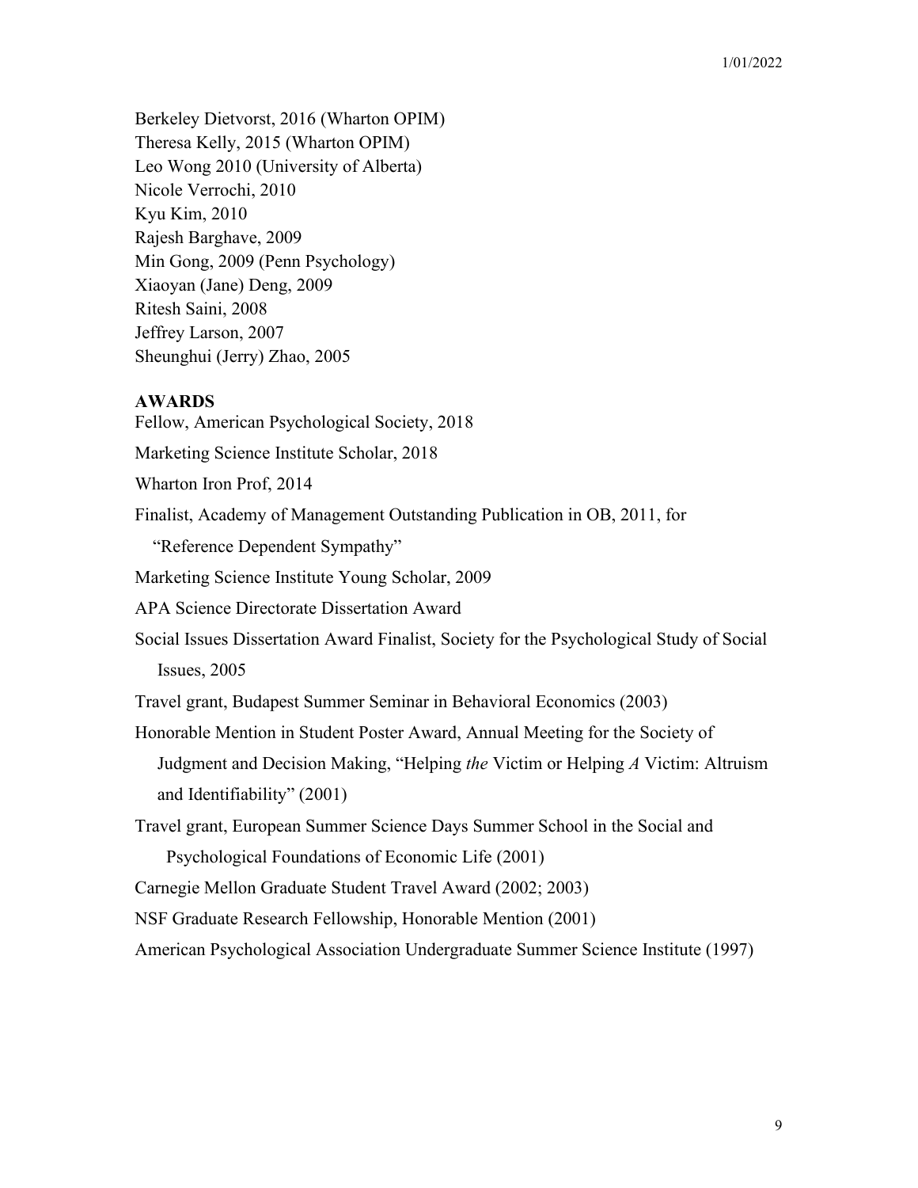Berkeley Dietvorst, 2016 (Wharton OPIM)
Theresa Kelly, 2015 (Wharton OPIM)
Leo Wong 2010 (University of Alberta)
Nicole Verrochi, 2010
Kyu Kim, 2010
Rajesh Barghave, 2009
Min Gong, 2009 (Penn Psychology)
Xiaoyan (Jane) Deng, 2009
Ritesh Saini, 2008
Jeffrey Larson, 2007
Sheunghui (Jerry) Zhao, 2005

**AWARDS**

Fellow, American Psychological Society, 2018

Marketing Science Institute Scholar, 2018

Wharton Iron Prof, 2014

Finalist, Academy of Management Outstanding Publication in OB, 2011, for "Reference Dependent Sympathy"

Marketing Science Institute Young Scholar, 2009

APA Science Directorate Dissertation Award

Social Issues Dissertation Award Finalist, Society for the Psychological Study of Social Issues, 2005

Travel grant, Budapest Summer Seminar in Behavioral Economics (2003)

Honorable Mention in Student Poster Award, Annual Meeting for the Society of Judgment and Decision Making, "Helping *the* Victim or Helping *A* Victim: Altruism and Identifiability" (2001)

Travel grant, European Summer Science Days Summer School in the Social and Psychological Foundations of Economic Life (2001)

Carnegie Mellon Graduate Student Travel Award (2002; 2003)

NSF Graduate Research Fellowship, Honorable Mention (2001)

American Psychological Association Undergraduate Summer Science Institute (1997)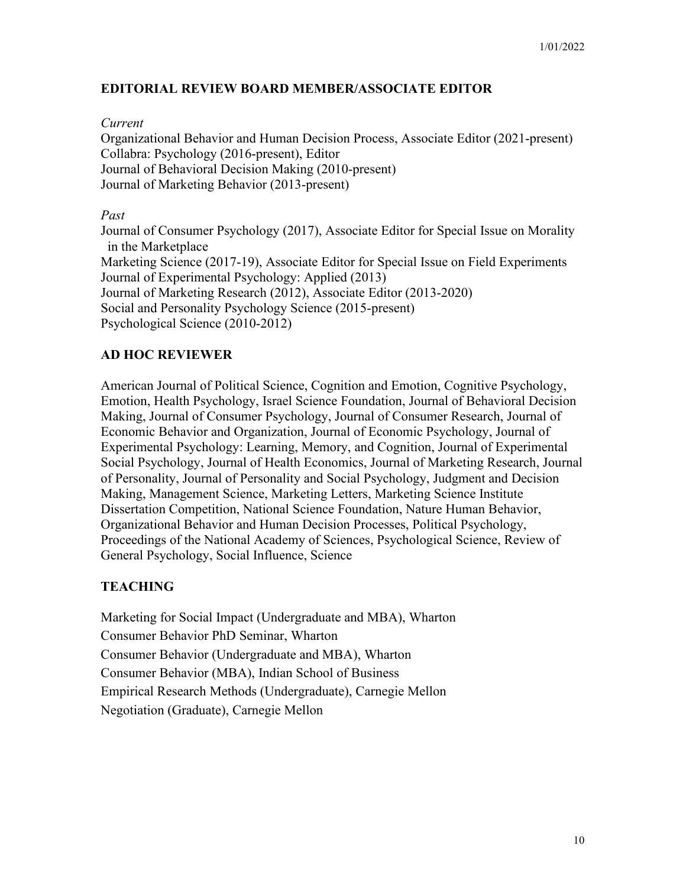## EDITORIAL REVIEW BOARD MEMBER/ASSOCIATE EDITOR

*Current*

Organizational Behavior and Human Decision Process, Associate Editor (2021-present)
Collabra: Psychology (2016-present), Editor
Journal of Behavioral Decision Making (2010-present)
Journal of Marketing Behavior (2013-present)

*Past*

Journal of Consumer Psychology (2017), Associate Editor for Special Issue on Morality in the Marketplace
Marketing Science (2017-19), Associate Editor for Special Issue on Field Experiments
Journal of Experimental Psychology: Applied (2013)
Journal of Marketing Research (2012), Associate Editor (2013-2020)
Social and Personality Psychology Science (2015-present)
Psychological Science (2010-2012)

## AD HOC REVIEWER

American Journal of Political Science, Cognition and Emotion, Cognitive Psychology, Emotion, Health Psychology, Israel Science Foundation, Journal of Behavioral Decision Making, Journal of Consumer Psychology, Journal of Consumer Research, Journal of Economic Behavior and Organization, Journal of Economic Psychology, Journal of Experimental Psychology: Learning, Memory, and Cognition, Journal of Experimental Social Psychology, Journal of Health Economics, Journal of Marketing Research, Journal of Personality, Journal of Personality and Social Psychology, Judgment and Decision Making, Management Science, Marketing Letters, Marketing Science Institute Dissertation Competition, National Science Foundation, Nature Human Behavior, Organizational Behavior and Human Decision Processes, Political Psychology, Proceedings of the National Academy of Sciences, Psychological Science, Review of General Psychology, Social Influence, Science

## TEACHING

Marketing for Social Impact (Undergraduate and MBA), Wharton
Consumer Behavior PhD Seminar, Wharton
Consumer Behavior (Undergraduate and MBA), Wharton
Consumer Behavior (MBA), Indian School of Business
Empirical Research Methods (Undergraduate), Carnegie Mellon
Negotiation (Graduate), Carnegie Mellon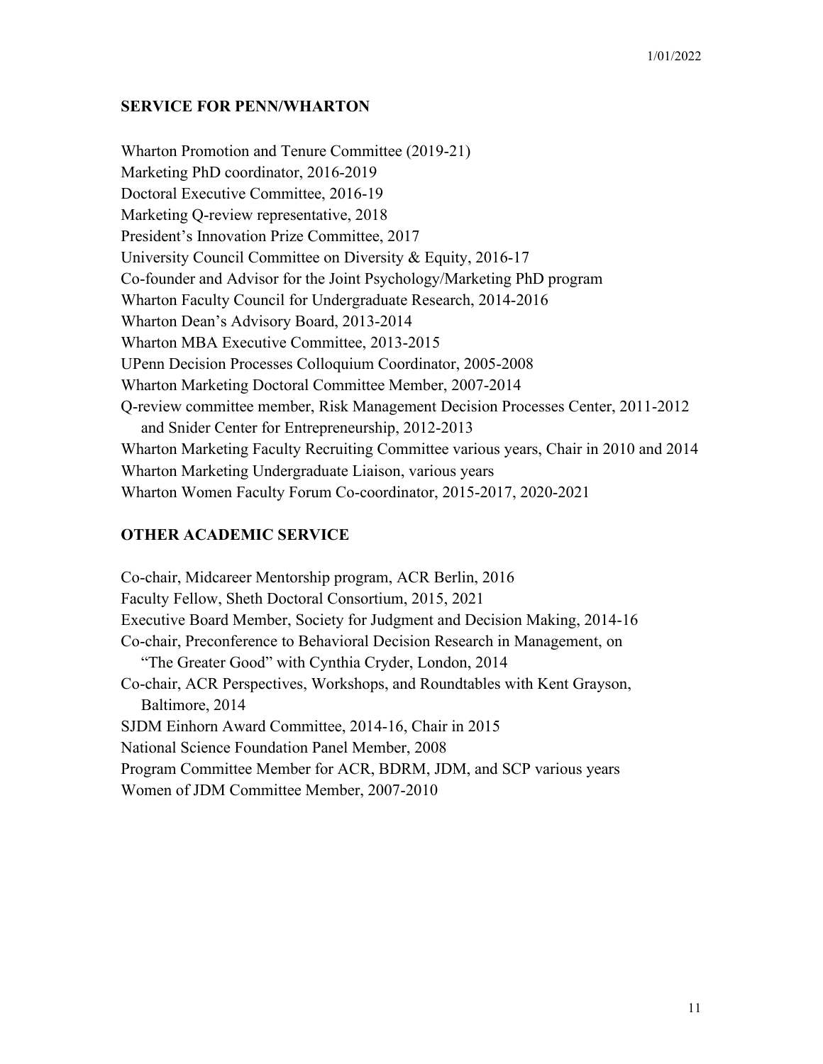## SERVICE FOR PENN/WHARTON

Wharton Promotion and Tenure Committee (2019-21)
Marketing PhD coordinator, 2016-2019
Doctoral Executive Committee, 2016-19
Marketing Q-review representative, 2018
President's Innovation Prize Committee, 2017
University Council Committee on Diversity & Equity, 2016-17
Co-founder and Advisor for the Joint Psychology/Marketing PhD program
Wharton Faculty Council for Undergraduate Research, 2014-2016
Wharton Dean's Advisory Board, 2013-2014
Wharton MBA Executive Committee, 2013-2015
UPenn Decision Processes Colloquium Coordinator, 2005-2008
Wharton Marketing Doctoral Committee Member, 2007-2014
Q-review committee member, Risk Management Decision Processes Center, 2011-2012 and Snider Center for Entrepreneurship, 2012-2013
Wharton Marketing Faculty Recruiting Committee various years, Chair in 2010 and 2014
Wharton Marketing Undergraduate Liaison, various years
Wharton Women Faculty Forum Co-coordinator, 2015-2017, 2020-2021

## OTHER ACADEMIC SERVICE

Co-chair, Midcareer Mentorship program, ACR Berlin, 2016
Faculty Fellow, Sheth Doctoral Consortium, 2015, 2021
Executive Board Member, Society for Judgment and Decision Making, 2014-16
Co-chair, Preconference to Behavioral Decision Research in Management, on "The Greater Good" with Cynthia Cryder, London, 2014
Co-chair, ACR Perspectives, Workshops, and Roundtables with Kent Grayson, Baltimore, 2014
SJDM Einhorn Award Committee, 2014-16, Chair in 2015
National Science Foundation Panel Member, 2008
Program Committee Member for ACR, BDRM, JDM, and SCP various years
Women of JDM Committee Member, 2007-2010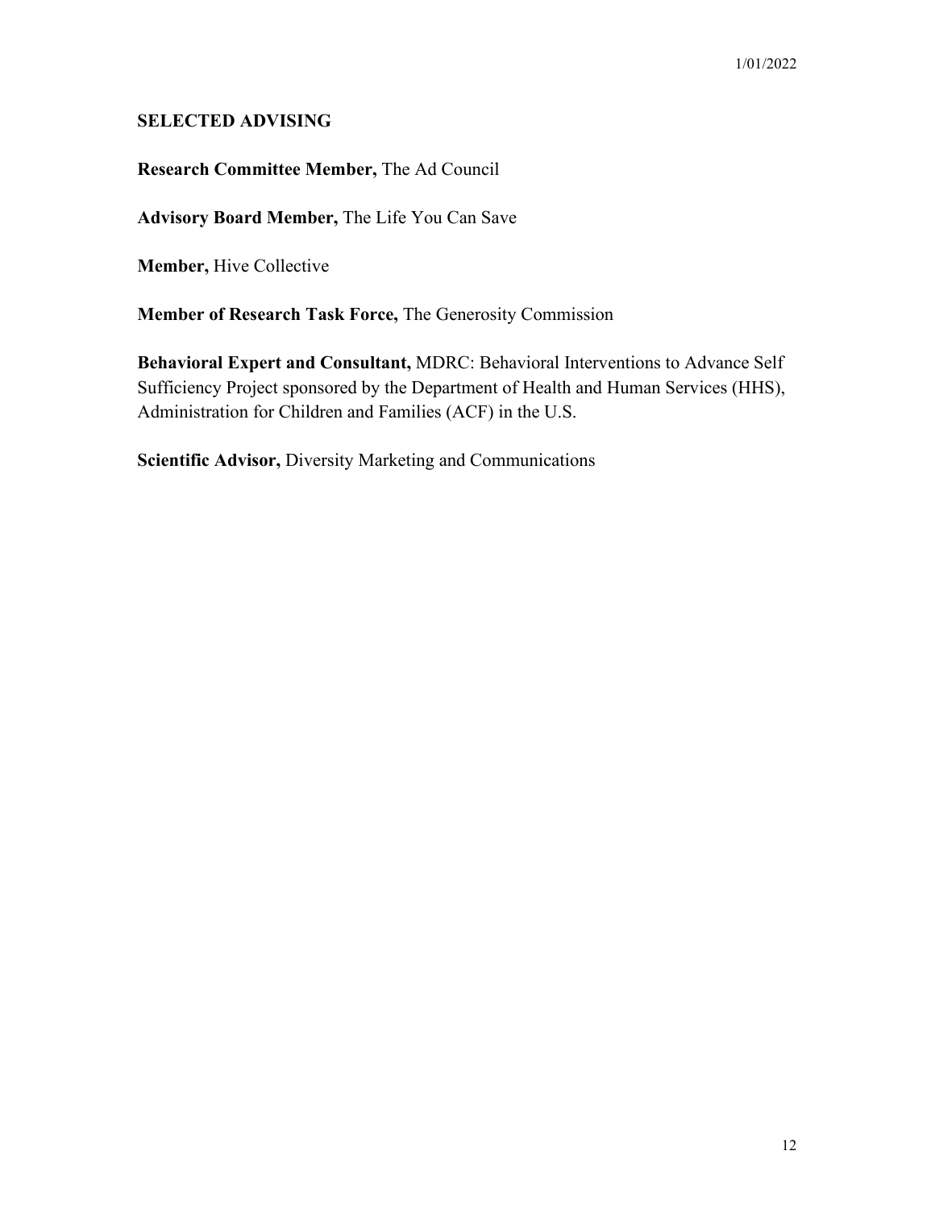## SELECTED ADVISING

**Research Committee Member,** The Ad Council

**Advisory Board Member,** The Life You Can Save

**Member,** Hive Collective

**Member of Research Task Force,** The Generosity Commission

**Behavioral Expert and Consultant,** MDRC: Behavioral Interventions to Advance Self Sufficiency Project sponsored by the Department of Health and Human Services (HHS), Administration for Children and Families (ACF) in the U.S.

**Scientific Advisor,** Diversity Marketing and Communications